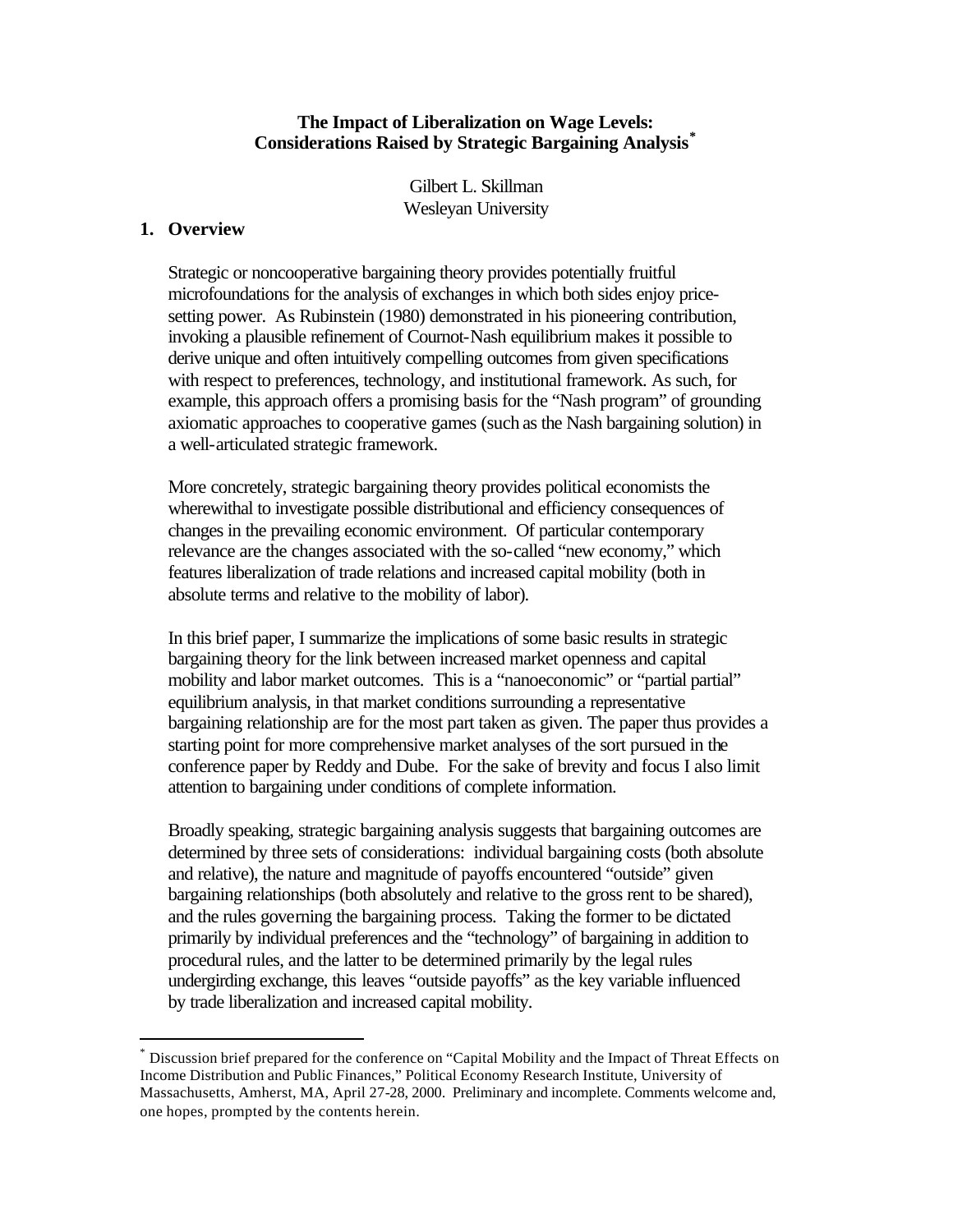# The Impact of Liberalization on Wage Levels: Considerations Raised by Strategic Bargaining Analysis[*]

Gilbert L. Skillman
Wesleyan University

## 1. Overview

Strategic or noncooperative bargaining theory provides potentially fruitful microfoundations for the analysis of exchanges in which both sides enjoy price-setting power. As Rubinstein (1980) demonstrated in his pioneering contribution, invoking a plausible refinement of Cournot-Nash equilibrium makes it possible to derive unique and often intuitively compelling outcomes from given specifications with respect to preferences, technology, and institutional framework. As such, for example, this approach offers a promising basis for the "Nash program" of grounding axiomatic approaches to cooperative games (such as the Nash bargaining solution) in a well-articulated strategic framework.

More concretely, strategic bargaining theory provides political economists the wherewithal to investigate possible distributional and efficiency consequences of changes in the prevailing economic environment. Of particular contemporary relevance are the changes associated with the so-called "new economy," which features liberalization of trade relations and increased capital mobility (both in absolute terms and relative to the mobility of labor).

In this brief paper, I summarize the implications of some basic results in strategic bargaining theory for the link between increased market openness and capital mobility and labor market outcomes. This is a "nanoeconomic" or "partial partial" equilibrium analysis, in that market conditions surrounding a representative bargaining relationship are for the most part taken as given. The paper thus provides a starting point for more comprehensive market analyses of the sort pursued in the conference paper by Reddy and Dube. For the sake of brevity and focus I also limit attention to bargaining under conditions of complete information.

Broadly speaking, strategic bargaining analysis suggests that bargaining outcomes are determined by three sets of considerations: individual bargaining costs (both absolute and relative), the nature and magnitude of payoffs encountered "outside" given bargaining relationships (both absolutely and relative to the gross rent to be shared), and the rules governing the bargaining process. Taking the former to be dictated primarily by individual preferences and the "technology" of bargaining in addition to procedural rules, and the latter to be determined primarily by the legal rules undergirding exchange, this leaves "outside payoffs" as the key variable influenced by trade liberalization and increased capital mobility.

---

[*] Discussion brief prepared for the conference on "Capital Mobility and the Impact of Threat Effects on Income Distribution and Public Finances," Political Economy Research Institute, University of Massachusetts, Amherst, MA, April 27-28, 2000. Preliminary and incomplete. Comments welcome and, one hopes, prompted by the contents herein.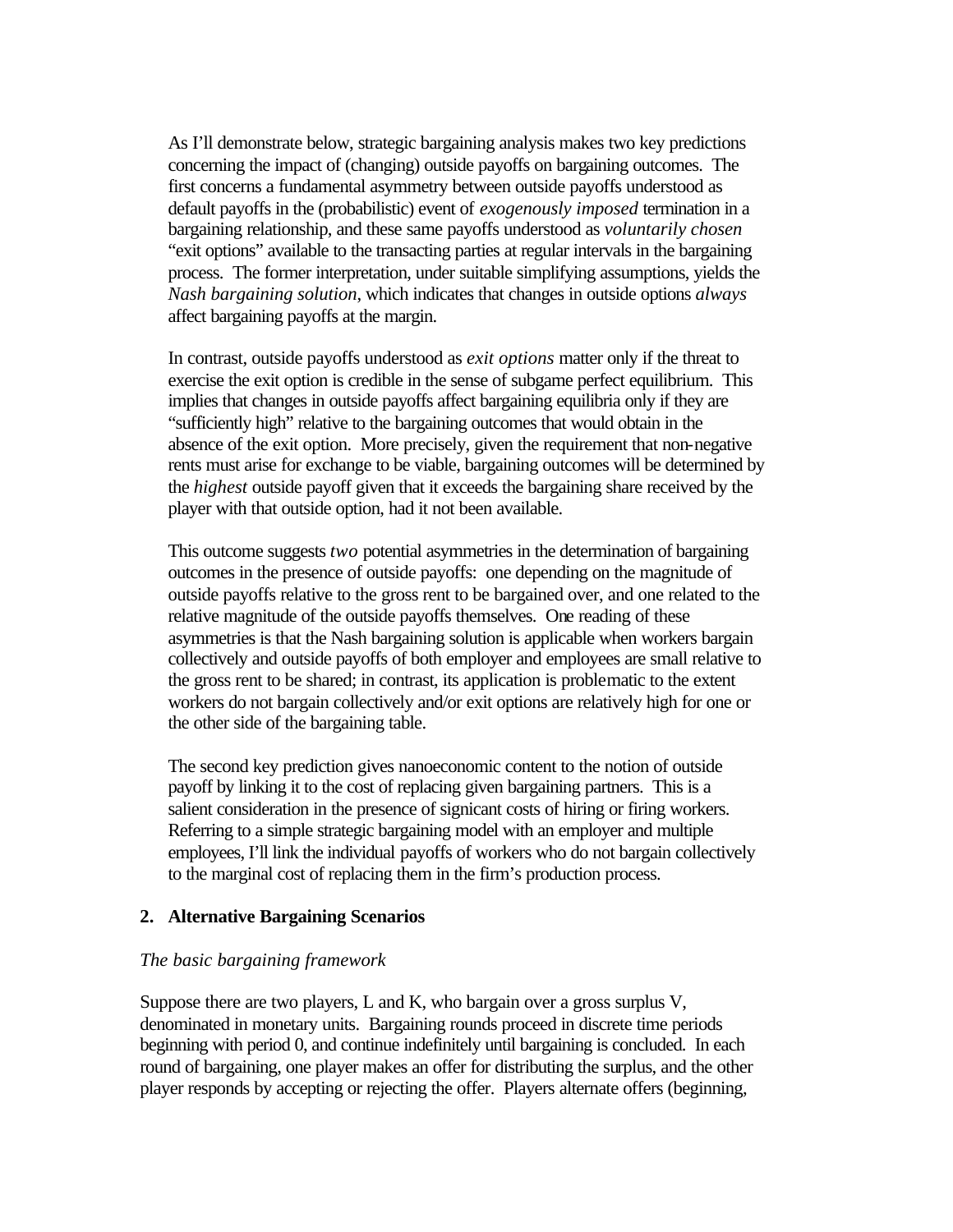As I'll demonstrate below, strategic bargaining analysis makes two key predictions concerning the impact of (changing) outside payoffs on bargaining outcomes. The first concerns a fundamental asymmetry between outside payoffs understood as default payoffs in the (probabilistic) event of *exogenously imposed* termination in a bargaining relationship, and these same payoffs understood as *voluntarily chosen* "exit options" available to the transacting parties at regular intervals in the bargaining process. The former interpretation, under suitable simplifying assumptions, yields the *Nash bargaining solution*, which indicates that changes in outside options *always* affect bargaining payoffs at the margin.

In contrast, outside payoffs understood as *exit options* matter only if the threat to exercise the exit option is credible in the sense of subgame perfect equilibrium. This implies that changes in outside payoffs affect bargaining equilibria only if they are "sufficiently high" relative to the bargaining outcomes that would obtain in the absence of the exit option. More precisely, given the requirement that non-negative rents must arise for exchange to be viable, bargaining outcomes will be determined by the *highest* outside payoff given that it exceeds the bargaining share received by the player with that outside option, had it not been available.

This outcome suggests *two* potential asymmetries in the determination of bargaining outcomes in the presence of outside payoffs: one depending on the magnitude of outside payoffs relative to the gross rent to be bargained over, and one related to the relative magnitude of the outside payoffs themselves. One reading of these asymmetries is that the Nash bargaining solution is applicable when workers bargain collectively and outside payoffs of both employer and employees are small relative to the gross rent to be shared; in contrast, its application is problematic to the extent workers do not bargain collectively and/or exit options are relatively high for one or the other side of the bargaining table.

The second key prediction gives nanoeconomic content to the notion of outside payoff by linking it to the cost of replacing given bargaining partners. This is a salient consideration in the presence of signicant costs of hiring or firing workers. Referring to a simple strategic bargaining model with an employer and multiple employees, I'll link the individual payoffs of workers who do not bargain collectively to the marginal cost of replacing them in the firm's production process.

## 2. Alternative Bargaining Scenarios

*The basic bargaining framework*

Suppose there are two players, L and K, who bargain over a gross surplus V, denominated in monetary units. Bargaining rounds proceed in discrete time periods beginning with period 0, and continue indefinitely until bargaining is concluded. In each round of bargaining, one player makes an offer for distributing the surplus, and the other player responds by accepting or rejecting the offer. Players alternate offers (beginning,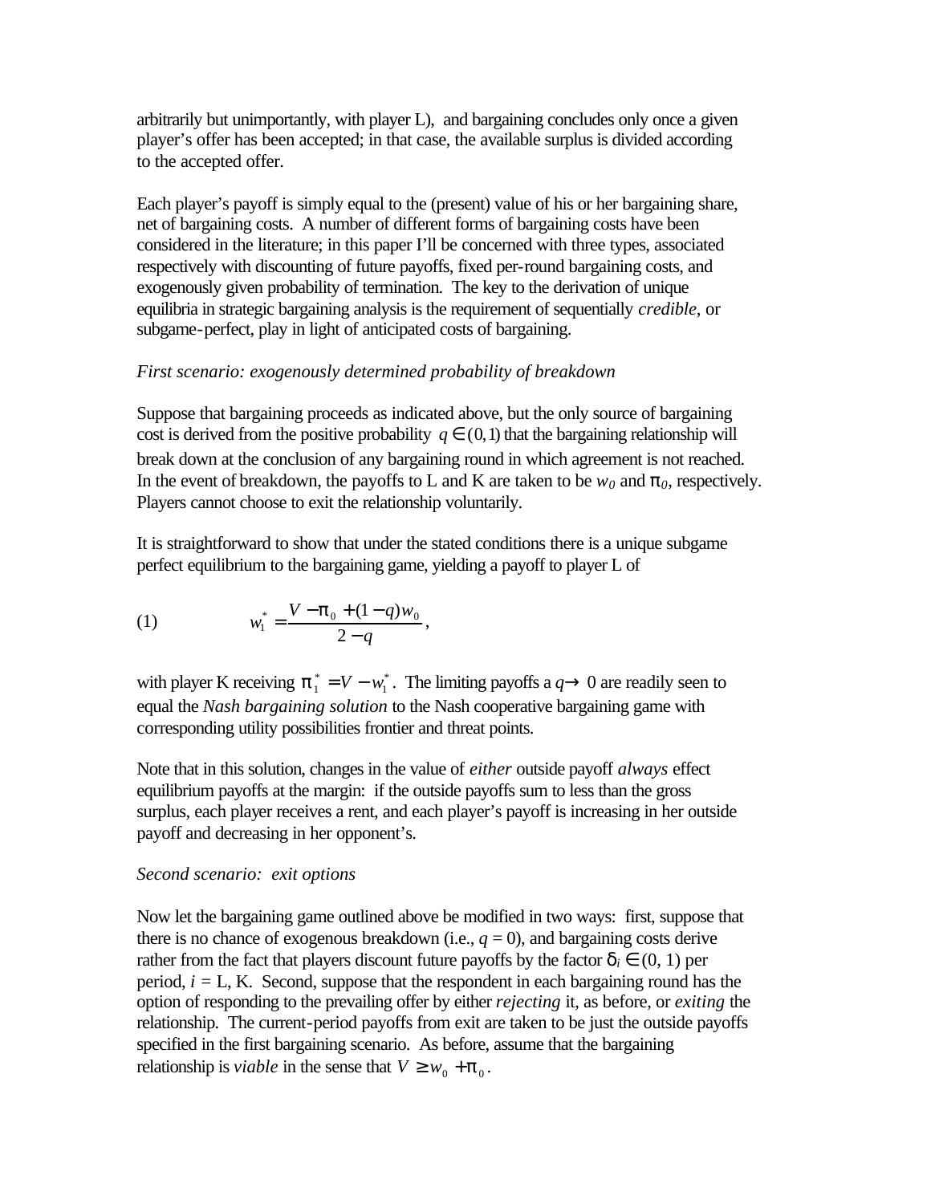arbitrarily but unimportantly, with player L), and bargaining concludes only once a given player's offer has been accepted; in that case, the available surplus is divided according to the accepted offer.

Each player's payoff is simply equal to the (present) value of his or her bargaining share, net of bargaining costs. A number of different forms of bargaining costs have been considered in the literature; in this paper I'll be concerned with three types, associated respectively with discounting of future payoffs, fixed per-round bargaining costs, and exogenously given probability of termination. The key to the derivation of unique equilibria in strategic bargaining analysis is the requirement of sequentially *credible*, or subgame-perfect, play in light of anticipated costs of bargaining.

*First scenario: exogenously determined probability of breakdown*

Suppose that bargaining proceeds as indicated above, but the only source of bargaining cost is derived from the positive probability $q \in (0,1)$ that the bargaining relationship will break down at the conclusion of any bargaining round in which agreement is not reached. In the event of breakdown, the payoffs to L and K are taken to be $w_0$ and $\pi_0$, respectively. Players cannot choose to exit the relationship voluntarily.

It is straightforward to show that under the stated conditions there is a unique subgame perfect equilibrium to the bargaining game, yielding a payoff to player L of

$$(1) \qquad w_1^* = \frac{V - \pi_0 + (1-q)w_0}{2-q},$$

with player K receiving $\pi_1^* = V - w_1^*$. The limiting payoffs a $q \to 0$ are readily seen to equal the *Nash bargaining solution* to the Nash cooperative bargaining game with corresponding utility possibilities frontier and threat points.

Note that in this solution, changes in the value of *either* outside payoff *always* effect equilibrium payoffs at the margin: if the outside payoffs sum to less than the gross surplus, each player receives a rent, and each player's payoff is increasing in her outside payoff and decreasing in her opponent's.

*Second scenario: exit options*

Now let the bargaining game outlined above be modified in two ways: first, suppose that there is no chance of exogenous breakdown (i.e., $q = 0$), and bargaining costs derive rather from the fact that players discount future payoffs by the factor $\delta_i \in (0, 1)$ per period, $i$ = L, K. Second, suppose that the respondent in each bargaining round has the option of responding to the prevailing offer by either *rejecting* it, as before, or *exiting* the relationship. The current-period payoffs from exit are taken to be just the outside payoffs specified in the first bargaining scenario. As before, assume that the bargaining relationship is *viable* in the sense that $V \geq w_0 + \pi_0$.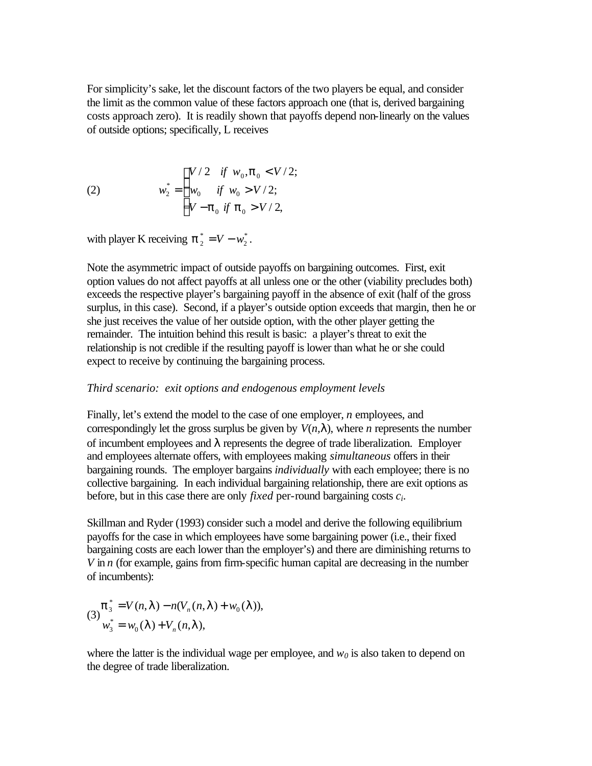For simplicity's sake, let the discount factors of the two players be equal, and consider the limit as the common value of these factors approach one (that is, derived bargaining costs approach zero). It is readily shown that payoffs depend non-linearly on the values of outside options; specifically, L receives

$$
(2) \qquad w_2^* = \begin{cases} V/2 & if \;\; w_0, \pi_0 < V/2; \\ w_0 & if \;\; w_0 > V/2; \\ V - \pi_0 & if \;\; \pi_0 > V/2, \end{cases}
$$

with player K receiving $\pi_2^* = V - w_2^*$.

Note the asymmetric impact of outside payoffs on bargaining outcomes. First, exit option values do not affect payoffs at all unless one or the other (viability precludes both) exceeds the respective player's bargaining payoff in the absence of exit (half of the gross surplus, in this case). Second, if a player's outside option exceeds that margin, then he or she just receives the value of her outside option, with the other player getting the remainder. The intuition behind this result is basic: a player's threat to exit the relationship is not credible if the resulting payoff is lower than what he or she could expect to receive by continuing the bargaining process.

*Third scenario: exit options and endogenous employment levels*

Finally, let's extend the model to the case of one employer, $n$ employees, and correspondingly let the gross surplus be given by $V(n,\lambda)$, where $n$ represents the number of incumbent employees and $\lambda$ represents the degree of trade liberalization. Employer and employees alternate offers, with employees making *simultaneous* offers in their bargaining rounds. The employer bargains *individually* with each employee; there is no collective bargaining. In each individual bargaining relationship, there are exit options as before, but in this case there are only *fixed* per-round bargaining costs $c_i$.

Skillman and Ryder (1993) consider such a model and derive the following equilibrium payoffs for the case in which employees have some bargaining power (i.e., their fixed bargaining costs are each lower than the employer's) and there are diminishing returns to $V$ in $n$ (for example, gains from firm-specific human capital are decreasing in the number of incumbents):

$$
(3) \qquad \begin{aligned} \pi_3^* &= V(n,\lambda) - n(V_n(n,\lambda) + w_0(\lambda)), \\ w_3^* &= w_0(\lambda) + V_n(n,\lambda), \end{aligned}
$$

where the latter is the individual wage per employee, and $w_0$ is also taken to depend on the degree of trade liberalization.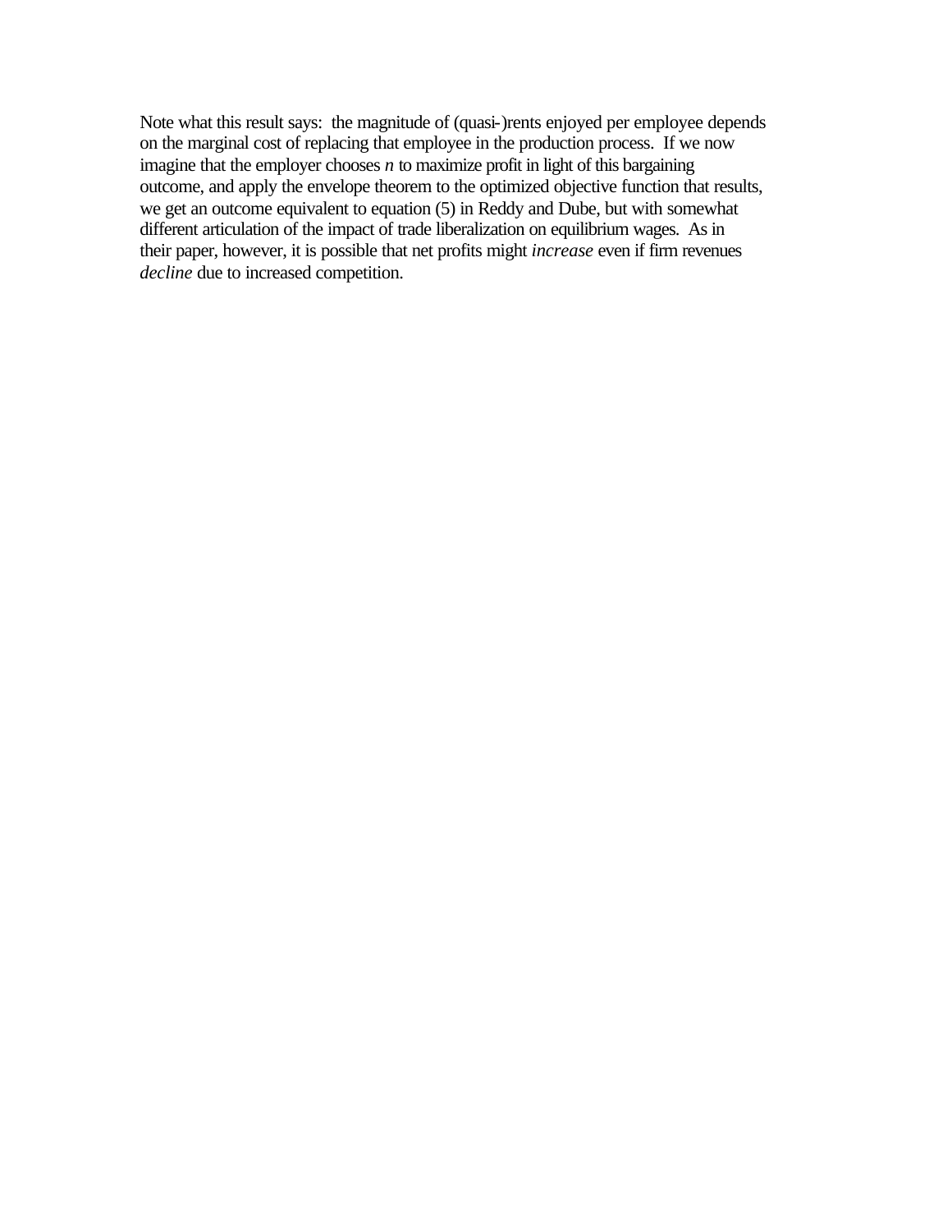Note what this result says: the magnitude of (quasi-)rents enjoyed per employee depends on the marginal cost of replacing that employee in the production process. If we now imagine that the employer chooses $n$ to maximize profit in light of this bargaining outcome, and apply the envelope theorem to the optimized objective function that results, we get an outcome equivalent to equation (5) in Reddy and Dube, but with somewhat different articulation of the impact of trade liberalization on equilibrium wages. As in their paper, however, it is possible that net profits might *increase* even if firm revenues *decline* due to increased competition.